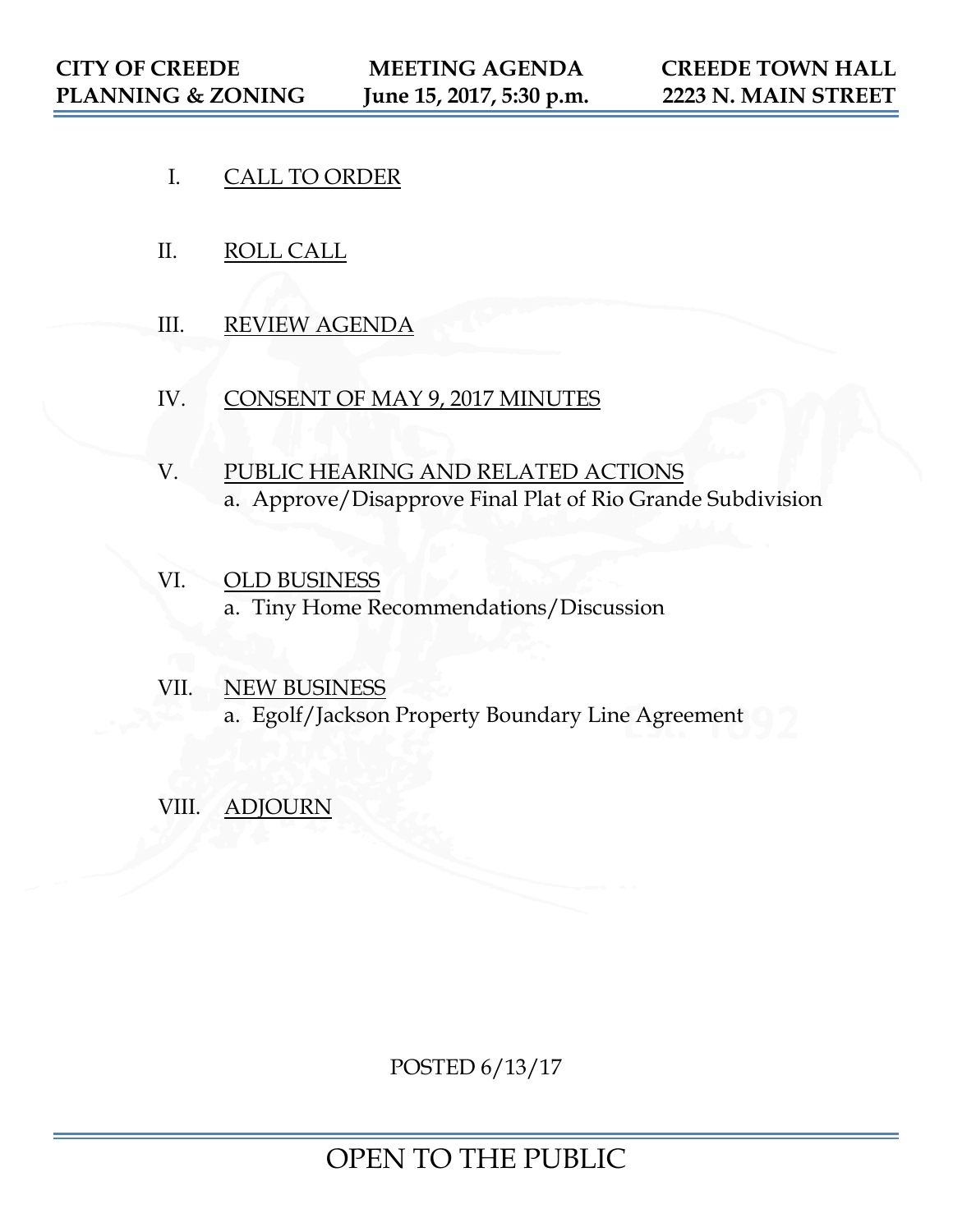**CITY OF CREEDE**
**PLANNING & ZONING**

**MEETING AGENDA**
**June 15, 2017, 5:30 p.m.**

**CREEDE TOWN HALL**
**2223 N. MAIN STREET**

I. CALL TO ORDER

II. ROLL CALL

III. REVIEW AGENDA

IV. CONSENT OF MAY 9, 2017 MINUTES

V. PUBLIC HEARING AND RELATED ACTIONS
   a. Approve/Disapprove Final Plat of Rio Grande Subdivision

VI. OLD BUSINESS
   a. Tiny Home Recommendations/Discussion

VII. NEW BUSINESS
   a. Egolf/Jackson Property Boundary Line Agreement

VIII. ADJOURN

POSTED 6/13/17

OPEN TO THE PUBLIC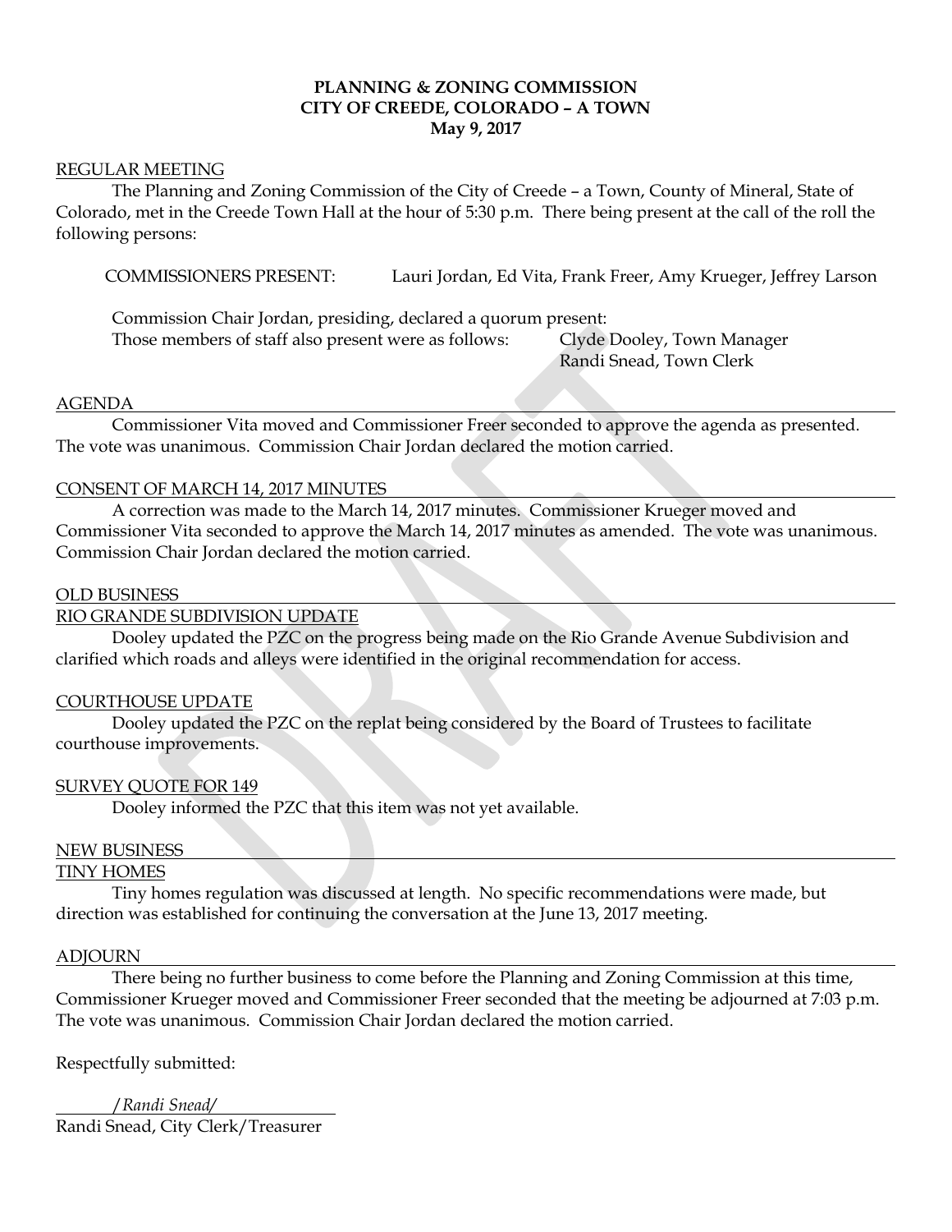**PLANNING & ZONING COMMISSION**
**CITY OF CREEDE, COLORADO – A TOWN**
**May 9, 2017**

REGULAR MEETING

The Planning and Zoning Commission of the City of Creede – a Town, County of Mineral, State of Colorado, met in the Creede Town Hall at the hour of 5:30 p.m. There being present at the call of the roll the following persons:

COMMISSIONERS PRESENT: Lauri Jordan, Ed Vita, Frank Freer, Amy Krueger, Jeffrey Larson

Commission Chair Jordan, presiding, declared a quorum present:
Those members of staff also present were as follows: Clyde Dooley, Town Manager
Randi Snead, Town Clerk

AGENDA

Commissioner Vita moved and Commissioner Freer seconded to approve the agenda as presented. The vote was unanimous. Commission Chair Jordan declared the motion carried.

CONSENT OF MARCH 14, 2017 MINUTES

A correction was made to the March 14, 2017 minutes. Commissioner Krueger moved and Commissioner Vita seconded to approve the March 14, 2017 minutes as amended. The vote was unanimous. Commission Chair Jordan declared the motion carried.

OLD BUSINESS

RIO GRANDE SUBDIVISION UPDATE

Dooley updated the PZC on the progress being made on the Rio Grande Avenue Subdivision and clarified which roads and alleys were identified in the original recommendation for access.

COURTHOUSE UPDATE

Dooley updated the PZC on the replat being considered by the Board of Trustees to facilitate courthouse improvements.

SURVEY QUOTE FOR 149

Dooley informed the PZC that this item was not yet available.

NEW BUSINESS

TINY HOMES

Tiny homes regulation was discussed at length. No specific recommendations were made, but direction was established for continuing the conversation at the June 13, 2017 meeting.

ADJOURN

There being no further business to come before the Planning and Zoning Commission at this time, Commissioner Krueger moved and Commissioner Freer seconded that the meeting be adjourned at 7:03 p.m. The vote was unanimous. Commission Chair Jordan declared the motion carried.

Respectfully submitted:

*/Randi Snead/*
Randi Snead, City Clerk/Treasurer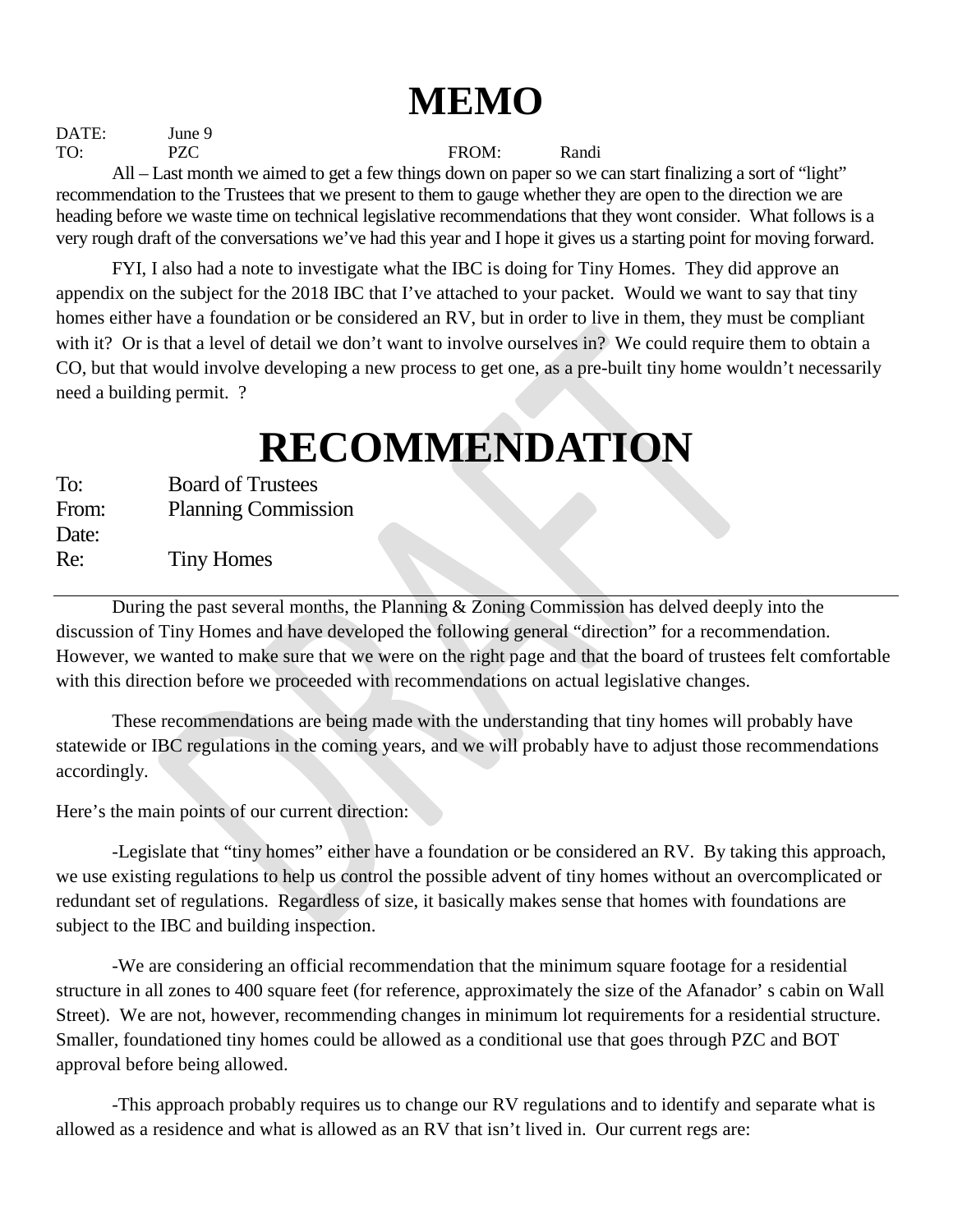# MEMO

DATE: June 9
TO: PZC FROM: Randi

All – Last month we aimed to get a few things down on paper so we can start finalizing a sort of "light" recommendation to the Trustees that we present to them to gauge whether they are open to the direction we are heading before we waste time on technical legislative recommendations that they wont consider. What follows is a very rough draft of the conversations we've had this year and I hope it gives us a starting point for moving forward.

FYI, I also had a note to investigate what the IBC is doing for Tiny Homes. They did approve an appendix on the subject for the 2018 IBC that I've attached to your packet. Would we want to say that tiny homes either have a foundation or be considered an RV, but in order to live in them, they must be compliant with it? Or is that a level of detail we don't want to involve ourselves in? We could require them to obtain a CO, but that would involve developing a new process to get one, as a pre-built tiny home wouldn't necessarily need a building permit. ?

# RECOMMENDATION

To: Board of Trustees
From: Planning Commission
Date:
Re: Tiny Homes

---

During the past several months, the Planning & Zoning Commission has delved deeply into the discussion of Tiny Homes and have developed the following general "direction" for a recommendation. However, we wanted to make sure that we were on the right page and that the board of trustees felt comfortable with this direction before we proceeded with recommendations on actual legislative changes.

These recommendations are being made with the understanding that tiny homes will probably have statewide or IBC regulations in the coming years, and we will probably have to adjust those recommendations accordingly.

Here's the main points of our current direction:

-Legislate that "tiny homes" either have a foundation or be considered an RV. By taking this approach, we use existing regulations to help us control the possible advent of tiny homes without an overcomplicated or redundant set of regulations. Regardless of size, it basically makes sense that homes with foundations are subject to the IBC and building inspection.

-We are considering an official recommendation that the minimum square footage for a residential structure in all zones to 400 square feet (for reference, approximately the size of the Afanador' s cabin on Wall Street). We are not, however, recommending changes in minimum lot requirements for a residential structure. Smaller, foundationed tiny homes could be allowed as a conditional use that goes through PZC and BOT approval before being allowed.

-This approach probably requires us to change our RV regulations and to identify and separate what is allowed as a residence and what is allowed as an RV that isn't lived in. Our current regs are: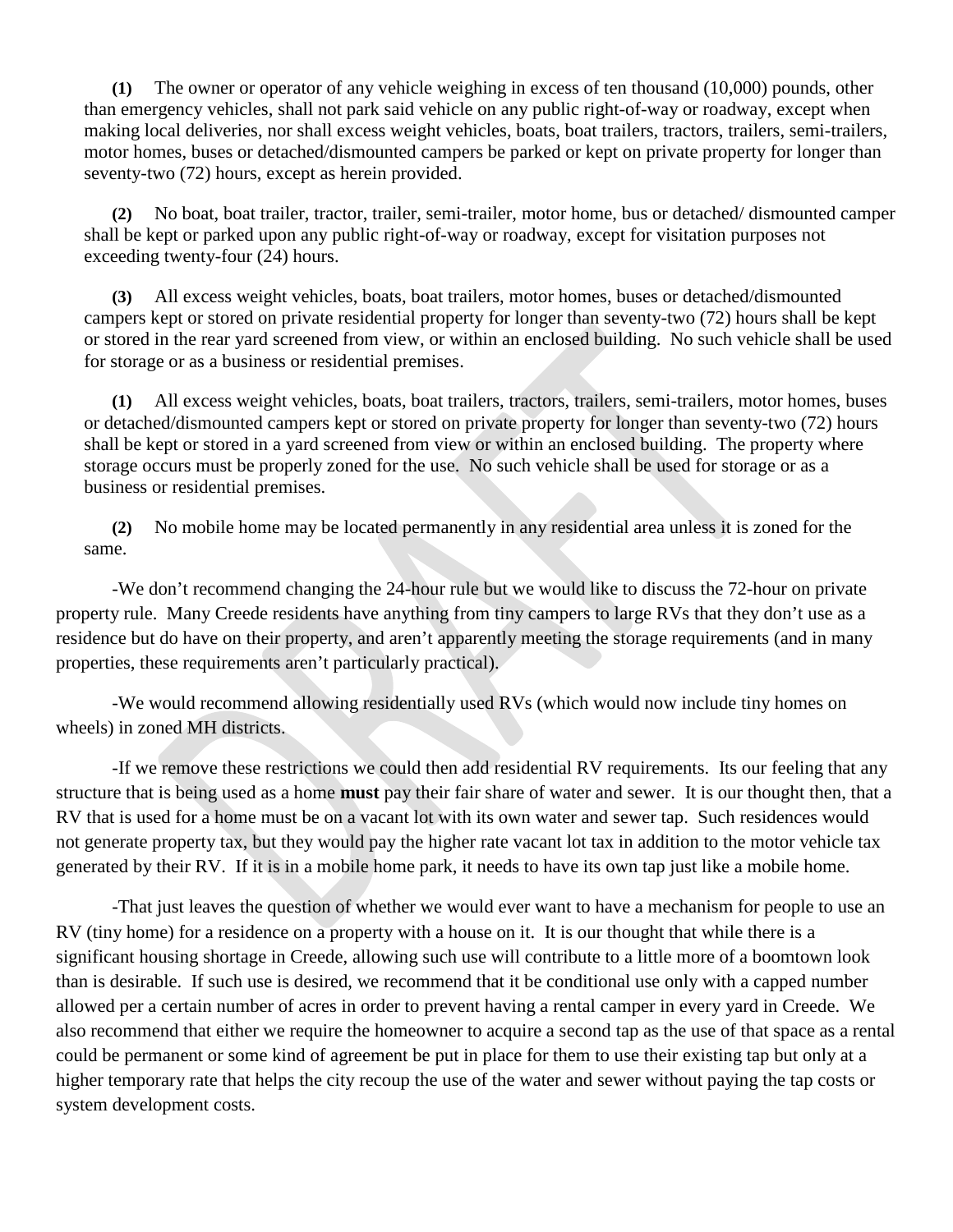**(1)** The owner or operator of any vehicle weighing in excess of ten thousand (10,000) pounds, other than emergency vehicles, shall not park said vehicle on any public right-of-way or roadway, except when making local deliveries, nor shall excess weight vehicles, boats, boat trailers, tractors, trailers, semi-trailers, motor homes, buses or detached/dismounted campers be parked or kept on private property for longer than seventy-two (72) hours, except as herein provided.

**(2)** No boat, boat trailer, tractor, trailer, semi-trailer, motor home, bus or detached/ dismounted camper shall be kept or parked upon any public right-of-way or roadway, except for visitation purposes not exceeding twenty-four (24) hours.

**(3)** All excess weight vehicles, boats, boat trailers, motor homes, buses or detached/dismounted campers kept or stored on private residential property for longer than seventy-two (72) hours shall be kept or stored in the rear yard screened from view, or within an enclosed building. No such vehicle shall be used for storage or as a business or residential premises.

**(1)** All excess weight vehicles, boats, boat trailers, tractors, trailers, semi-trailers, motor homes, buses or detached/dismounted campers kept or stored on private property for longer than seventy-two (72) hours shall be kept or stored in a yard screened from view or within an enclosed building. The property where storage occurs must be properly zoned for the use. No such vehicle shall be used for storage or as a business or residential premises.

**(2)** No mobile home may be located permanently in any residential area unless it is zoned for the same.

-We don't recommend changing the 24-hour rule but we would like to discuss the 72-hour on private property rule. Many Creede residents have anything from tiny campers to large RVs that they don't use as a residence but do have on their property, and aren't apparently meeting the storage requirements (and in many properties, these requirements aren't particularly practical).

-We would recommend allowing residentially used RVs (which would now include tiny homes on wheels) in zoned MH districts.

-If we remove these restrictions we could then add residential RV requirements. Its our feeling that any structure that is being used as a home **must** pay their fair share of water and sewer. It is our thought then, that a RV that is used for a home must be on a vacant lot with its own water and sewer tap. Such residences would not generate property tax, but they would pay the higher rate vacant lot tax in addition to the motor vehicle tax generated by their RV. If it is in a mobile home park, it needs to have its own tap just like a mobile home.

-That just leaves the question of whether we would ever want to have a mechanism for people to use an RV (tiny home) for a residence on a property with a house on it. It is our thought that while there is a significant housing shortage in Creede, allowing such use will contribute to a little more of a boomtown look than is desirable. If such use is desired, we recommend that it be conditional use only with a capped number allowed per a certain number of acres in order to prevent having a rental camper in every yard in Creede. We also recommend that either we require the homeowner to acquire a second tap as the use of that space as a rental could be permanent or some kind of agreement be put in place for them to use their existing tap but only at a higher temporary rate that helps the city recoup the use of the water and sewer without paying the tap costs or system development costs.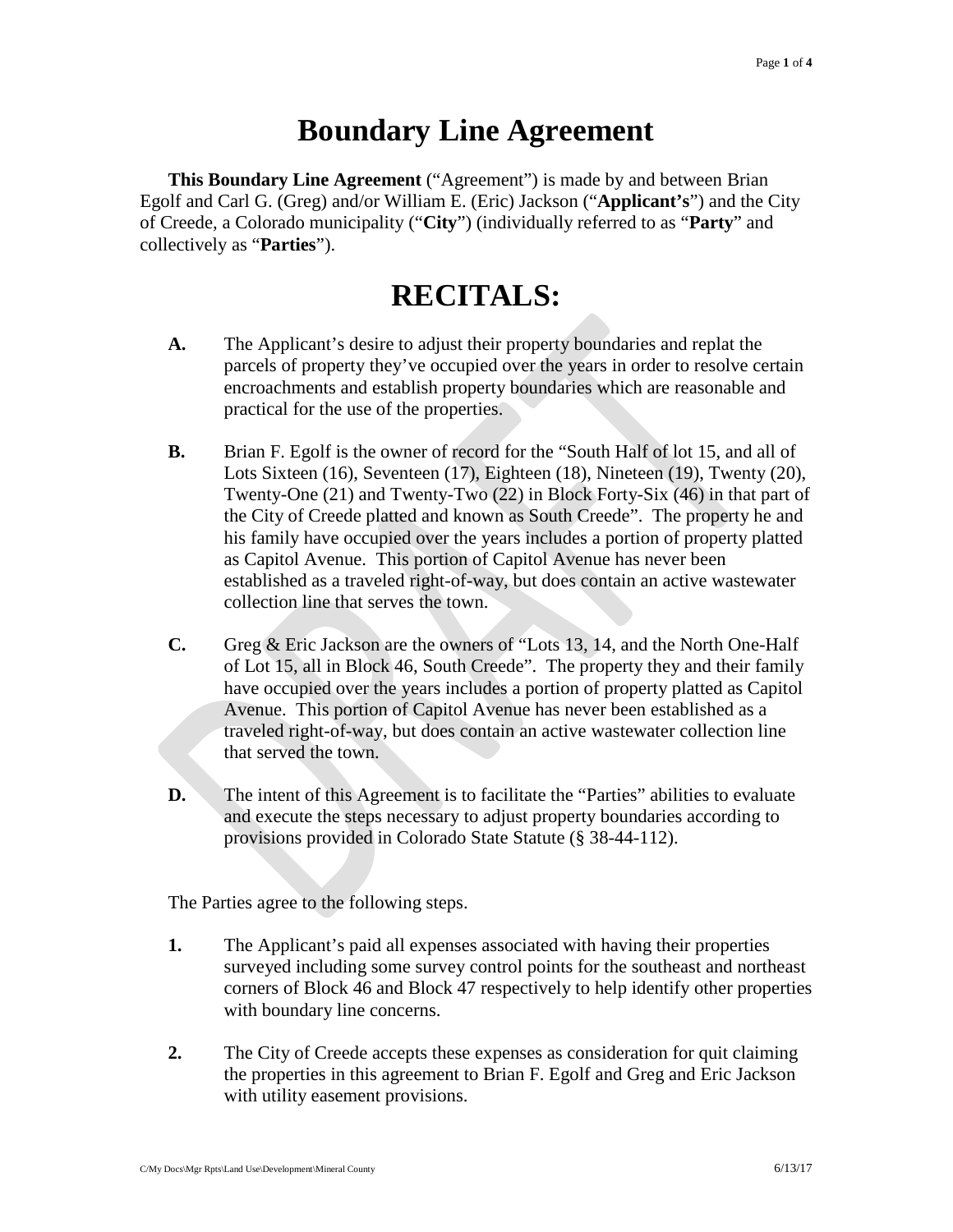# Boundary Line Agreement

**This Boundary Line Agreement** ("Agreement") is made by and between Brian Egolf and Carl G. (Greg) and/or William E. (Eric) Jackson ("**Applicant's**") and the City of Creede, a Colorado municipality ("**City**") (individually referred to as "**Party**" and collectively as "**Parties**").

# RECITALS:

**A.** The Applicant's desire to adjust their property boundaries and replat the parcels of property they've occupied over the years in order to resolve certain encroachments and establish property boundaries which are reasonable and practical for the use of the properties.

**B.** Brian F. Egolf is the owner of record for the "South Half of lot 15, and all of Lots Sixteen (16), Seventeen (17), Eighteen (18), Nineteen (19), Twenty (20), Twenty-One (21) and Twenty-Two (22) in Block Forty-Six (46) in that part of the City of Creede platted and known as South Creede". The property he and his family have occupied over the years includes a portion of property platted as Capitol Avenue. This portion of Capitol Avenue has never been established as a traveled right-of-way, but does contain an active wastewater collection line that serves the town.

**C.** Greg & Eric Jackson are the owners of "Lots 13, 14, and the North One-Half of Lot 15, all in Block 46, South Creede". The property they and their family have occupied over the years includes a portion of property platted as Capitol Avenue. This portion of Capitol Avenue has never been established as a traveled right-of-way, but does contain an active wastewater collection line that served the town.

**D.** The intent of this Agreement is to facilitate the "Parties" abilities to evaluate and execute the steps necessary to adjust property boundaries according to provisions provided in Colorado State Statute (§ 38-44-112).

The Parties agree to the following steps.

**1.** The Applicant's paid all expenses associated with having their properties surveyed including some survey control points for the southeast and northeast corners of Block 46 and Block 47 respectively to help identify other properties with boundary line concerns.

**2.** The City of Creede accepts these expenses as consideration for quit claiming the properties in this agreement to Brian F. Egolf and Greg and Eric Jackson with utility easement provisions.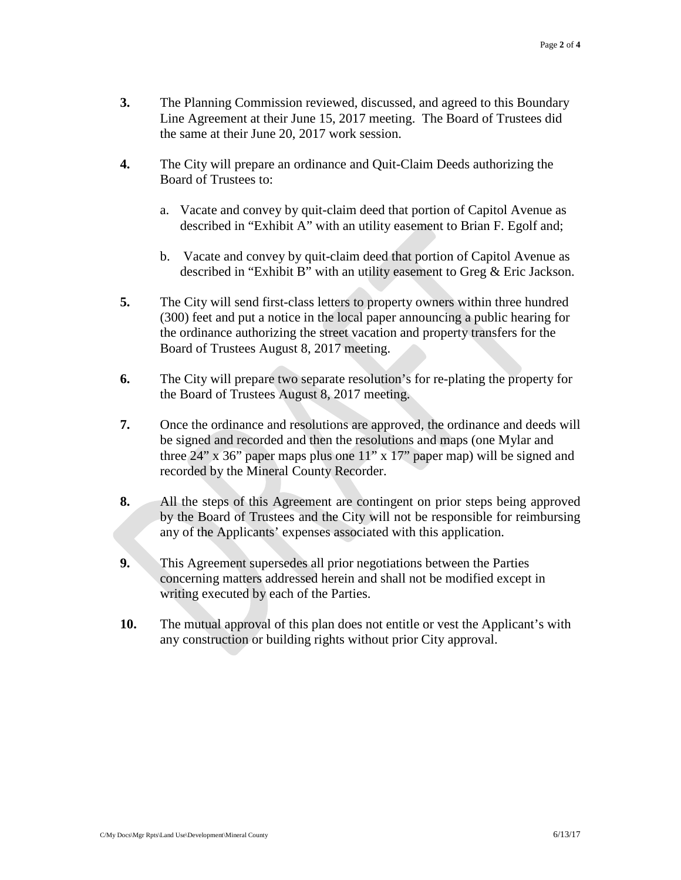**3.** The Planning Commission reviewed, discussed, and agreed to this Boundary Line Agreement at their June 15, 2017 meeting. The Board of Trustees did the same at their June 20, 2017 work session.

**4.** The City will prepare an ordinance and Quit-Claim Deeds authorizing the Board of Trustees to:

a. Vacate and convey by quit-claim deed that portion of Capitol Avenue as described in "Exhibit A" with an utility easement to Brian F. Egolf and;

b. Vacate and convey by quit-claim deed that portion of Capitol Avenue as described in "Exhibit B" with an utility easement to Greg & Eric Jackson.

**5.** The City will send first-class letters to property owners within three hundred (300) feet and put a notice in the local paper announcing a public hearing for the ordinance authorizing the street vacation and property transfers for the Board of Trustees August 8, 2017 meeting.

**6.** The City will prepare two separate resolution's for re-plating the property for the Board of Trustees August 8, 2017 meeting.

**7.** Once the ordinance and resolutions are approved, the ordinance and deeds will be signed and recorded and then the resolutions and maps (one Mylar and three 24" x 36" paper maps plus one 11" x 17" paper map) will be signed and recorded by the Mineral County Recorder.

**8.** All the steps of this Agreement are contingent on prior steps being approved by the Board of Trustees and the City will not be responsible for reimbursing any of the Applicants' expenses associated with this application.

**9.** This Agreement supersedes all prior negotiations between the Parties concerning matters addressed herein and shall not be modified except in writing executed by each of the Parties.

**10.** The mutual approval of this plan does not entitle or vest the Applicant's with any construction or building rights without prior City approval.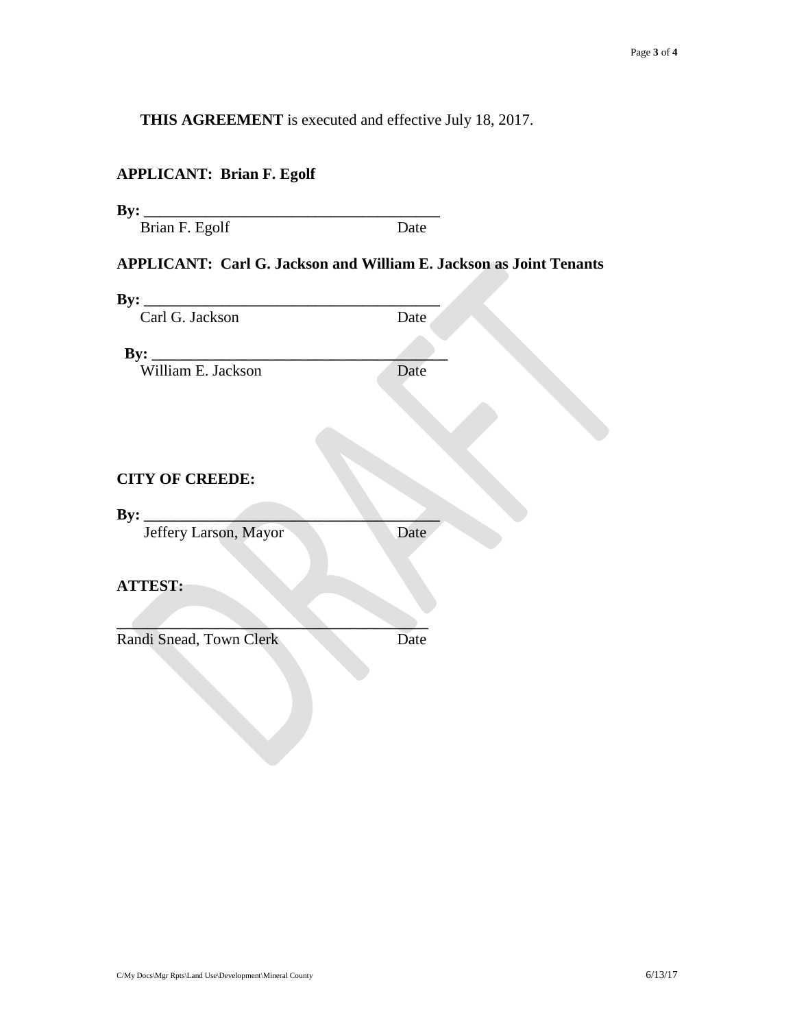**THIS AGREEMENT** is executed and effective July 18, 2017.

**APPLICANT: Brian F. Egolf**

**By:** ______________________________________
Brian F. Egolf Date

**APPLICANT: Carl G. Jackson and William E. Jackson as Joint Tenants**

**By:** ______________________________________
Carl G. Jackson Date

**By:** ______________________________________
William E. Jackson Date

**CITY OF CREEDE:**

**By:** ______________________________________
Jeffery Larson, Mayor Date

**ATTEST:**

______________________________________
Randi Snead, Town Clerk Date

C/My Docs\Mgr Rpts\Land Use\Development\Mineral County 6/13/17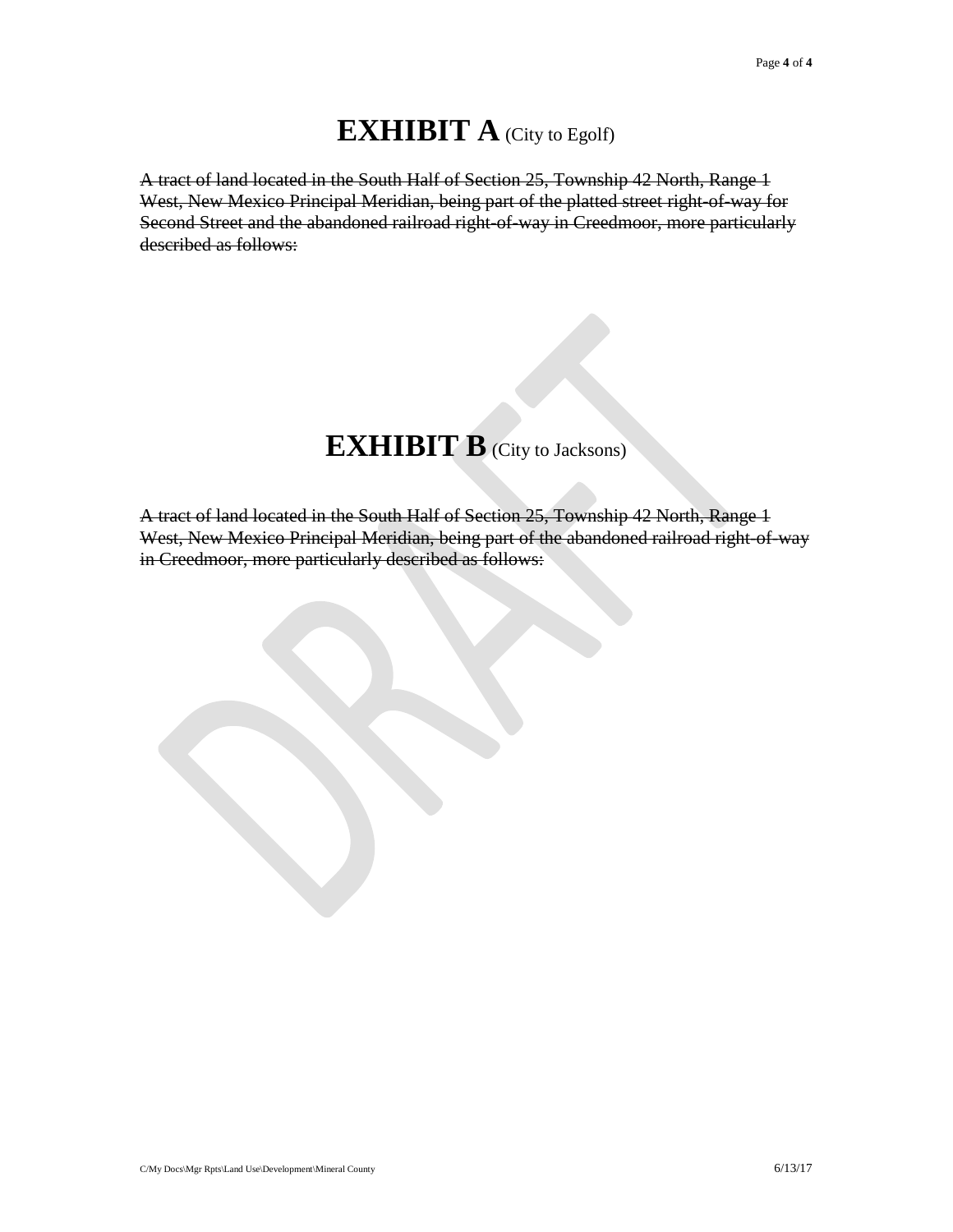# EXHIBIT A (City to Egolf)

~~A tract of land located in the South Half of Section 25, Township 42 North, Range 1 West, New Mexico Principal Meridian, being part of the platted street right-of-way for Second Street and the abandoned railroad right-of-way in Creedmoor, more particularly described as follows:~~

# EXHIBIT B (City to Jacksons)

~~A tract of land located in the South Half of Section 25, Township 42 North, Range 1 West, New Mexico Principal Meridian, being part of the abandoned railroad right-of-way in Creedmoor, more particularly described as follows:~~